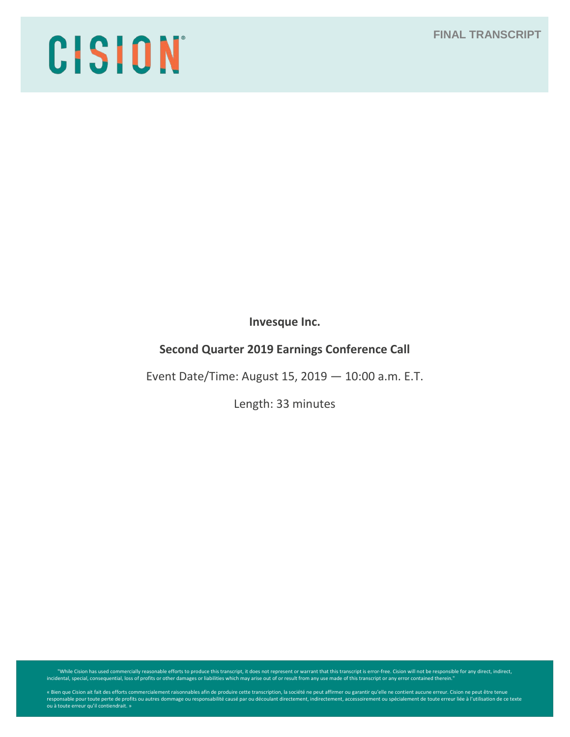# CISION

FINAL TRANSCRIPT

**Invesque Inc.**

**Second Quarter 2019 Earnings Conference Call**

Event Date/Time: August 15, 2019 — 10:00 a.m. E.T.

Length: 33 minutes

"While Cision has used commercially reasonable efforts to produce this transcript, it does not represent or warrant that this transcript is error-free. Cision will not be responsible for any direct, indirect, incidental, special, consequential, loss of profits or other damages or liabilities which may arise out of or result from any use made of this transcript or any error contained therein."

« Bien que Cision ait fait des efforts commercialement raisonnables afin de produire cette transcription, la société ne peut affirmer ou garantir qu'elle ne contient aucune erreur. Cision ne peut être tenue responsable pour toute perte de profits ou autres dommage ou responsabilité causé par ou découlant directement, indirectement, accessoirement ou spécialement de toute erreur liée à l'utilisation de ce texte ou à toute erreur qu'il contiendrait. »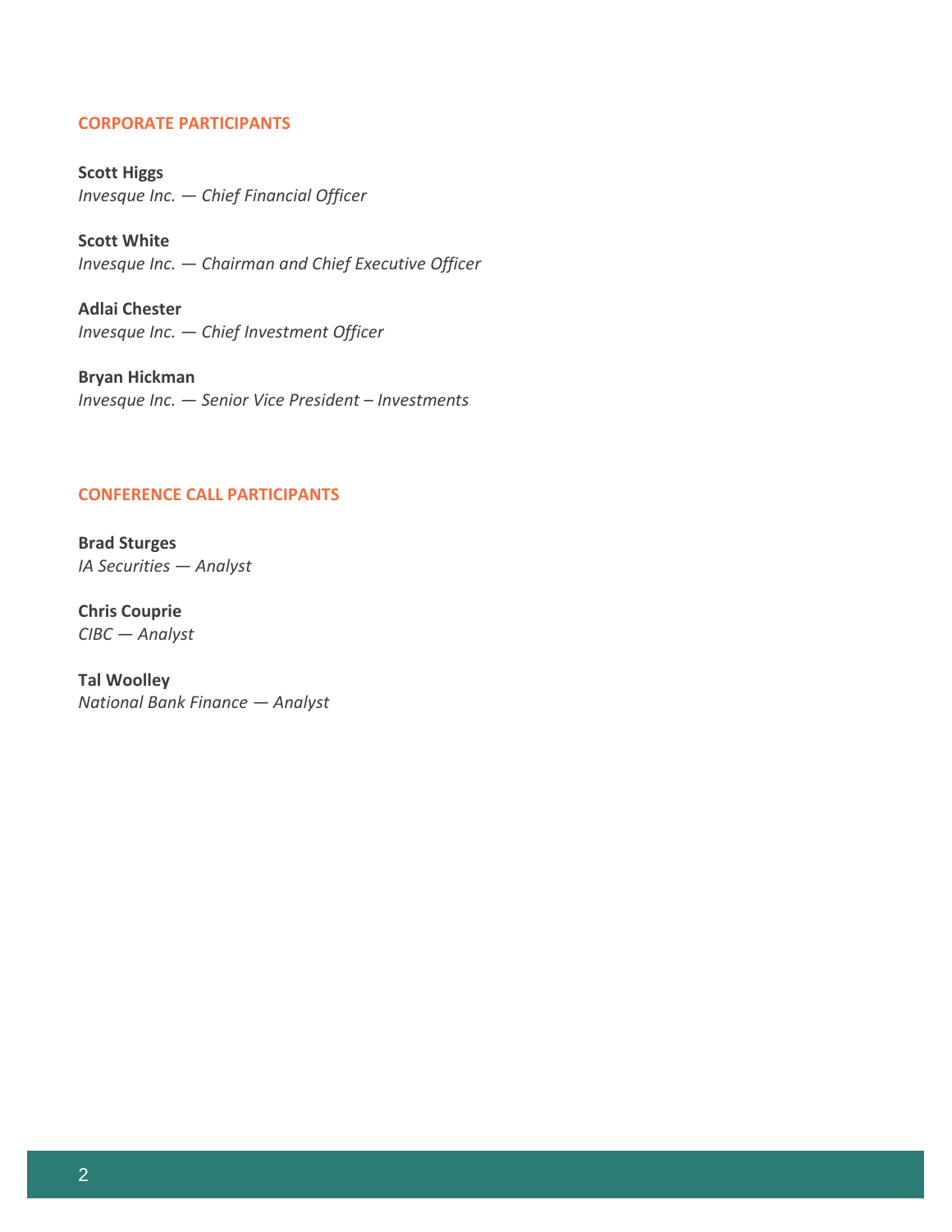## CORPORATE PARTICIPANTS

**Scott Higgs**
*Invesque Inc. — Chief Financial Officer*

**Scott White**
*Invesque Inc. — Chairman and Chief Executive Officer*

**Adlai Chester**
*Invesque Inc. — Chief Investment Officer*

**Bryan Hickman**
*Invesque Inc. — Senior Vice President – Investments*

## CONFERENCE CALL PARTICIPANTS

**Brad Sturges**
*IA Securities — Analyst*

**Chris Couprie**
*CIBC — Analyst*

**Tal Woolley**
*National Bank Finance — Analyst*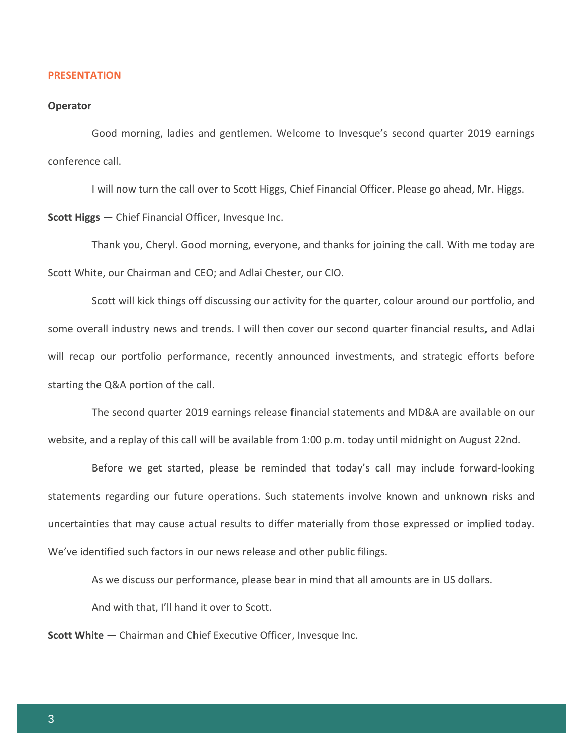## PRESENTATION

**Operator**

Good morning, ladies and gentlemen. Welcome to Invesque's second quarter 2019 earnings conference call.

I will now turn the call over to Scott Higgs, Chief Financial Officer. Please go ahead, Mr. Higgs.

**Scott Higgs** — Chief Financial Officer, Invesque Inc.

Thank you, Cheryl. Good morning, everyone, and thanks for joining the call. With me today are Scott White, our Chairman and CEO; and Adlai Chester, our CIO.

Scott will kick things off discussing our activity for the quarter, colour around our portfolio, and some overall industry news and trends. I will then cover our second quarter financial results, and Adlai will recap our portfolio performance, recently announced investments, and strategic efforts before starting the Q&A portion of the call.

The second quarter 2019 earnings release financial statements and MD&A are available on our website, and a replay of this call will be available from 1:00 p.m. today until midnight on August 22nd.

Before we get started, please be reminded that today's call may include forward-looking statements regarding our future operations. Such statements involve known and unknown risks and uncertainties that may cause actual results to differ materially from those expressed or implied today. We've identified such factors in our news release and other public filings.

As we discuss our performance, please bear in mind that all amounts are in US dollars.

And with that, I'll hand it over to Scott.

**Scott White** — Chairman and Chief Executive Officer, Invesque Inc.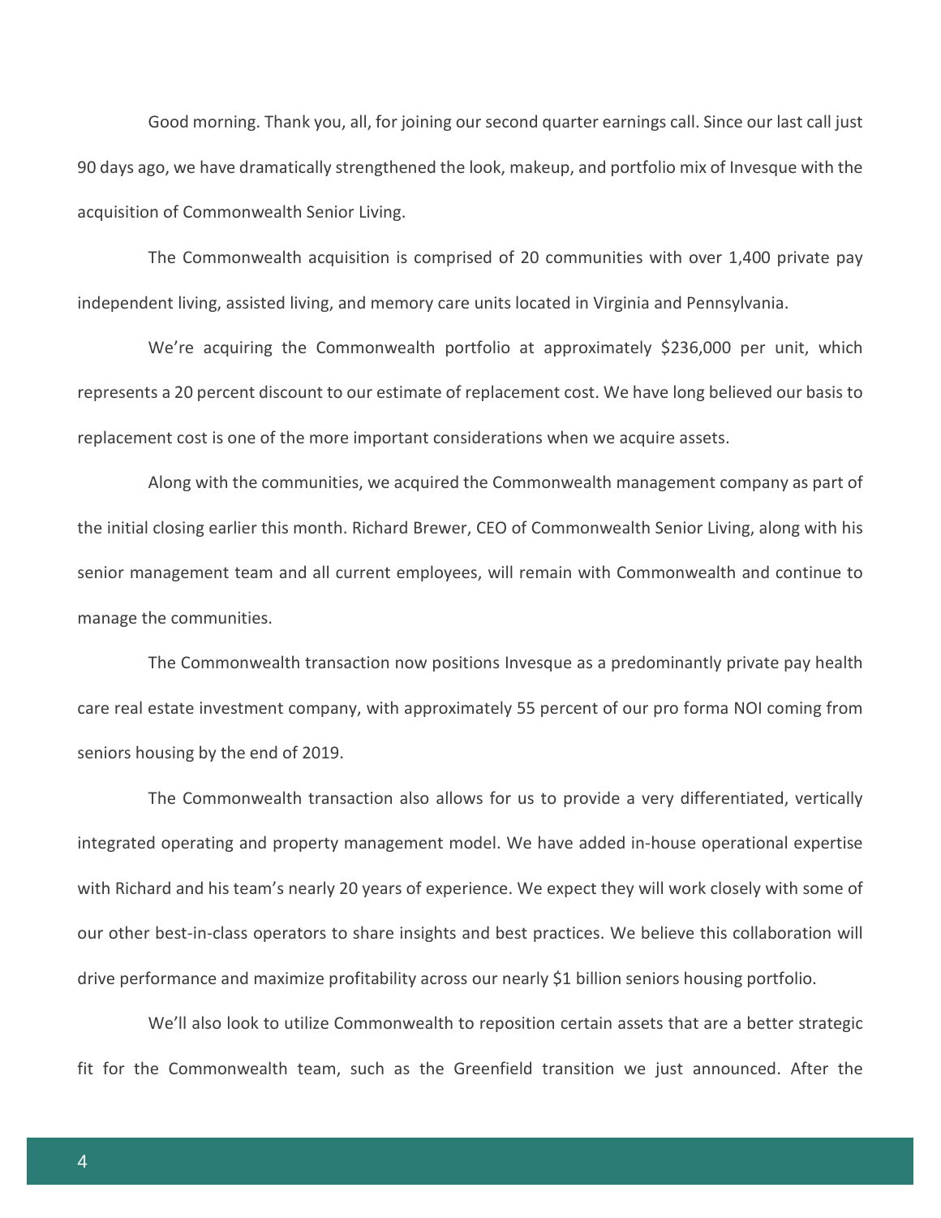Good morning. Thank you, all, for joining our second quarter earnings call. Since our last call just 90 days ago, we have dramatically strengthened the look, makeup, and portfolio mix of Invesque with the acquisition of Commonwealth Senior Living.

The Commonwealth acquisition is comprised of 20 communities with over 1,400 private pay independent living, assisted living, and memory care units located in Virginia and Pennsylvania.

We're acquiring the Commonwealth portfolio at approximately $236,000 per unit, which represents a 20 percent discount to our estimate of replacement cost. We have long believed our basis to replacement cost is one of the more important considerations when we acquire assets.

Along with the communities, we acquired the Commonwealth management company as part of the initial closing earlier this month. Richard Brewer, CEO of Commonwealth Senior Living, along with his senior management team and all current employees, will remain with Commonwealth and continue to manage the communities.

The Commonwealth transaction now positions Invesque as a predominantly private pay health care real estate investment company, with approximately 55 percent of our pro forma NOI coming from seniors housing by the end of 2019.

The Commonwealth transaction also allows for us to provide a very differentiated, vertically integrated operating and property management model. We have added in-house operational expertise with Richard and his team's nearly 20 years of experience. We expect they will work closely with some of our other best-in-class operators to share insights and best practices. We believe this collaboration will drive performance and maximize profitability across our nearly $1 billion seniors housing portfolio.

We'll also look to utilize Commonwealth to reposition certain assets that are a better strategic fit for the Commonwealth team, such as the Greenfield transition we just announced. After the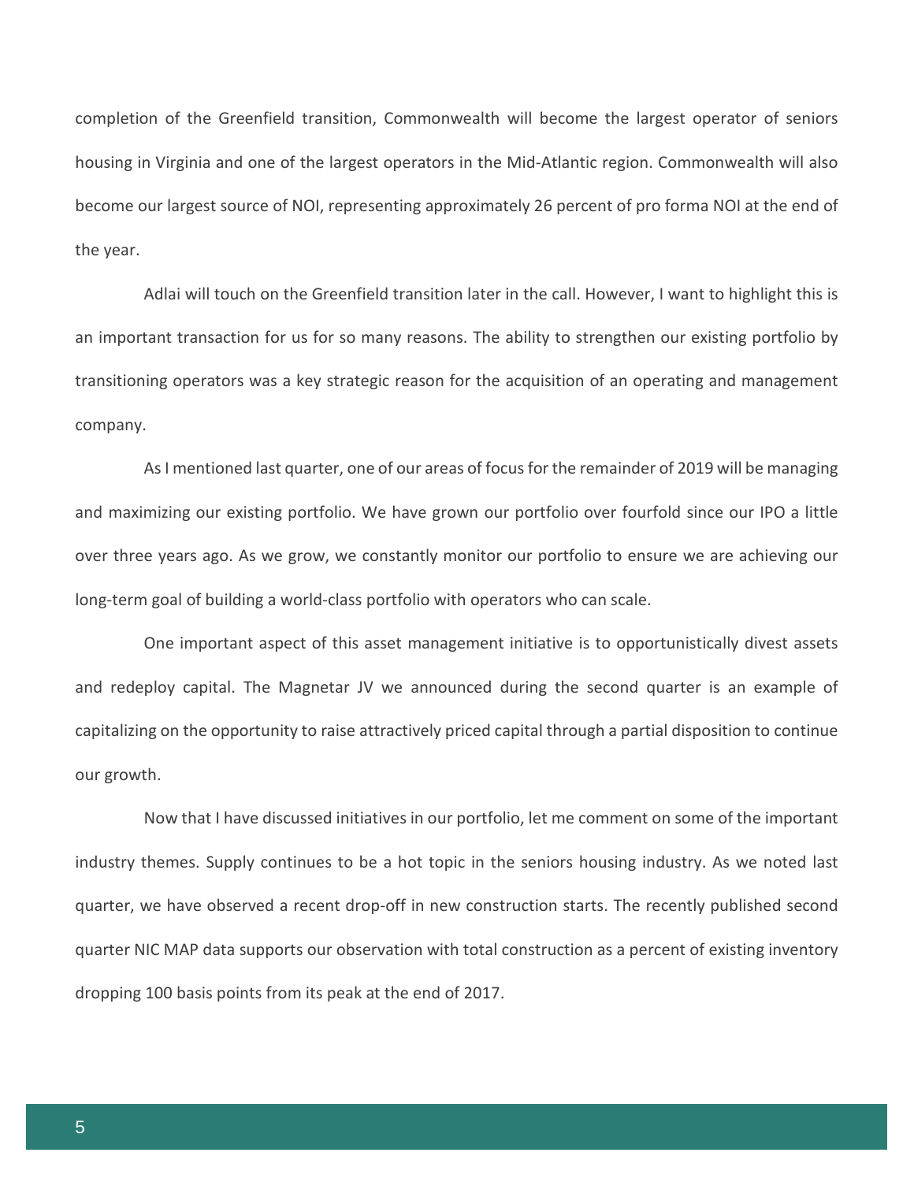completion of the Greenfield transition, Commonwealth will become the largest operator of seniors housing in Virginia and one of the largest operators in the Mid-Atlantic region. Commonwealth will also become our largest source of NOI, representing approximately 26 percent of pro forma NOI at the end of the year.

Adlai will touch on the Greenfield transition later in the call. However, I want to highlight this is an important transaction for us for so many reasons. The ability to strengthen our existing portfolio by transitioning operators was a key strategic reason for the acquisition of an operating and management company.

As I mentioned last quarter, one of our areas of focus for the remainder of 2019 will be managing and maximizing our existing portfolio. We have grown our portfolio over fourfold since our IPO a little over three years ago. As we grow, we constantly monitor our portfolio to ensure we are achieving our long-term goal of building a world-class portfolio with operators who can scale.

One important aspect of this asset management initiative is to opportunistically divest assets and redeploy capital. The Magnetar JV we announced during the second quarter is an example of capitalizing on the opportunity to raise attractively priced capital through a partial disposition to continue our growth.

Now that I have discussed initiatives in our portfolio, let me comment on some of the important industry themes. Supply continues to be a hot topic in the seniors housing industry. As we noted last quarter, we have observed a recent drop-off in new construction starts. The recently published second quarter NIC MAP data supports our observation with total construction as a percent of existing inventory dropping 100 basis points from its peak at the end of 2017.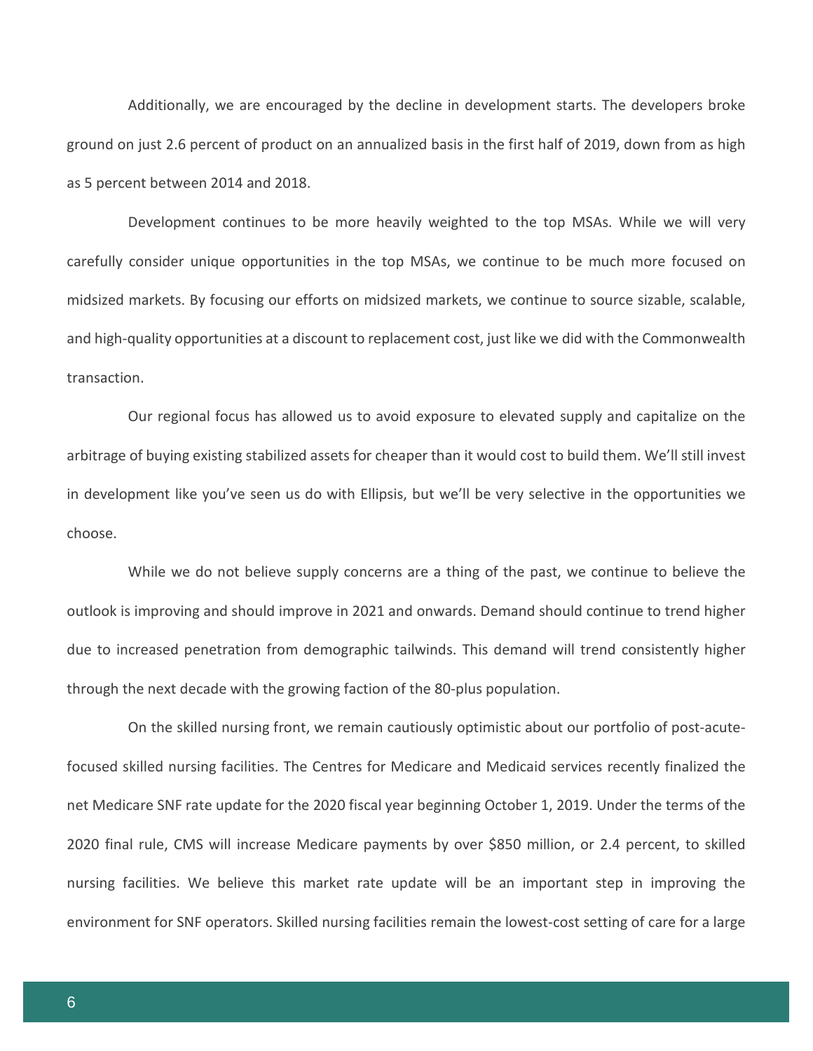Additionally, we are encouraged by the decline in development starts. The developers broke ground on just 2.6 percent of product on an annualized basis in the first half of 2019, down from as high as 5 percent between 2014 and 2018.

Development continues to be more heavily weighted to the top MSAs. While we will very carefully consider unique opportunities in the top MSAs, we continue to be much more focused on midsized markets. By focusing our efforts on midsized markets, we continue to source sizable, scalable, and high-quality opportunities at a discount to replacement cost, just like we did with the Commonwealth transaction.

Our regional focus has allowed us to avoid exposure to elevated supply and capitalize on the arbitrage of buying existing stabilized assets for cheaper than it would cost to build them. We'll still invest in development like you've seen us do with Ellipsis, but we'll be very selective in the opportunities we choose.

While we do not believe supply concerns are a thing of the past, we continue to believe the outlook is improving and should improve in 2021 and onwards. Demand should continue to trend higher due to increased penetration from demographic tailwinds. This demand will trend consistently higher through the next decade with the growing faction of the 80-plus population.

On the skilled nursing front, we remain cautiously optimistic about our portfolio of post-acute-focused skilled nursing facilities. The Centres for Medicare and Medicaid services recently finalized the net Medicare SNF rate update for the 2020 fiscal year beginning October 1, 2019. Under the terms of the 2020 final rule, CMS will increase Medicare payments by over $850 million, or 2.4 percent, to skilled nursing facilities. We believe this market rate update will be an important step in improving the environment for SNF operators. Skilled nursing facilities remain the lowest-cost setting of care for a large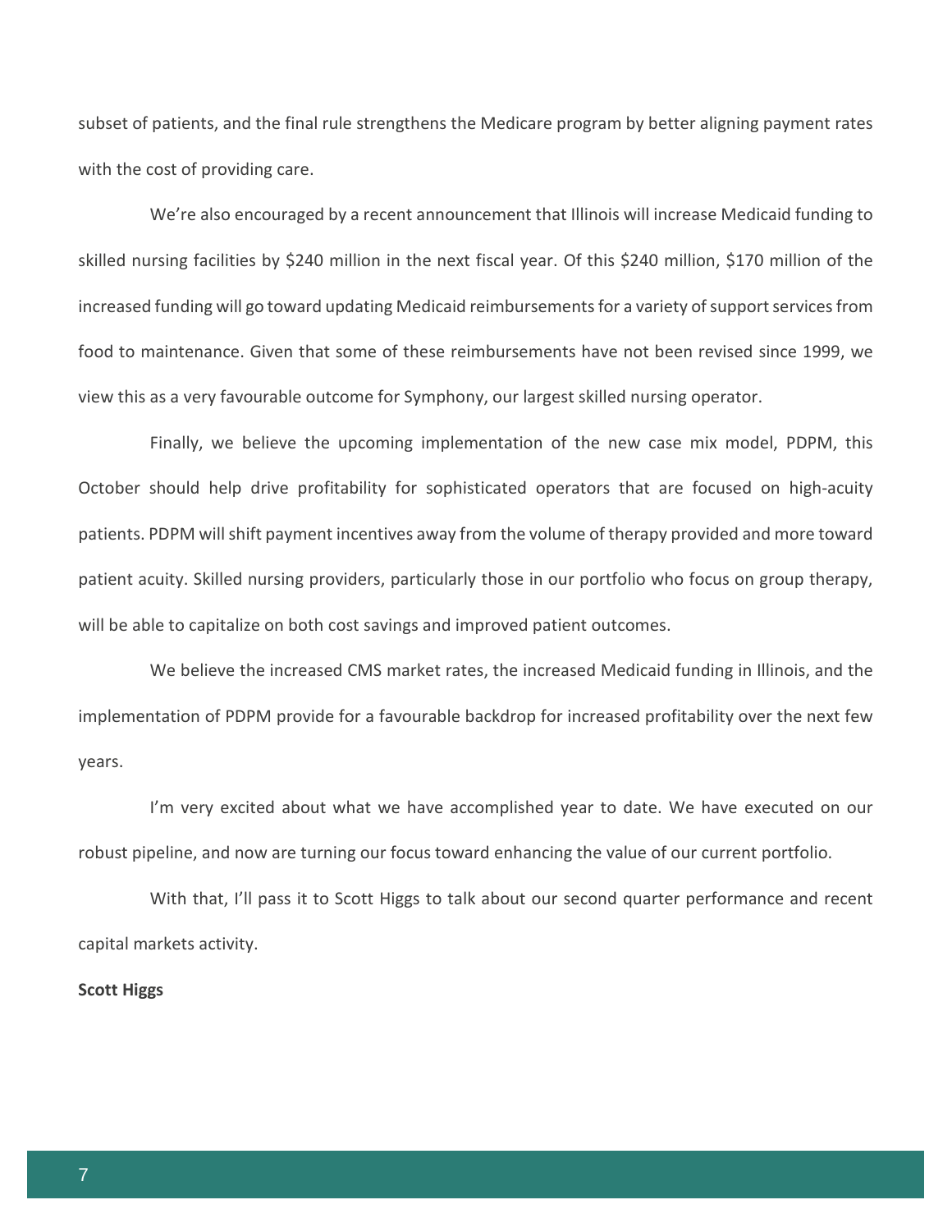subset of patients, and the final rule strengthens the Medicare program by better aligning payment rates with the cost of providing care.

We're also encouraged by a recent announcement that Illinois will increase Medicaid funding to skilled nursing facilities by $240 million in the next fiscal year. Of this $240 million, $170 million of the increased funding will go toward updating Medicaid reimbursements for a variety of support services from food to maintenance. Given that some of these reimbursements have not been revised since 1999, we view this as a very favourable outcome for Symphony, our largest skilled nursing operator.

Finally, we believe the upcoming implementation of the new case mix model, PDPM, this October should help drive profitability for sophisticated operators that are focused on high-acuity patients. PDPM will shift payment incentives away from the volume of therapy provided and more toward patient acuity. Skilled nursing providers, particularly those in our portfolio who focus on group therapy, will be able to capitalize on both cost savings and improved patient outcomes.

We believe the increased CMS market rates, the increased Medicaid funding in Illinois, and the implementation of PDPM provide for a favourable backdrop for increased profitability over the next few years.

I'm very excited about what we have accomplished year to date. We have executed on our robust pipeline, and now are turning our focus toward enhancing the value of our current portfolio.

With that, I'll pass it to Scott Higgs to talk about our second quarter performance and recent capital markets activity.

**Scott Higgs**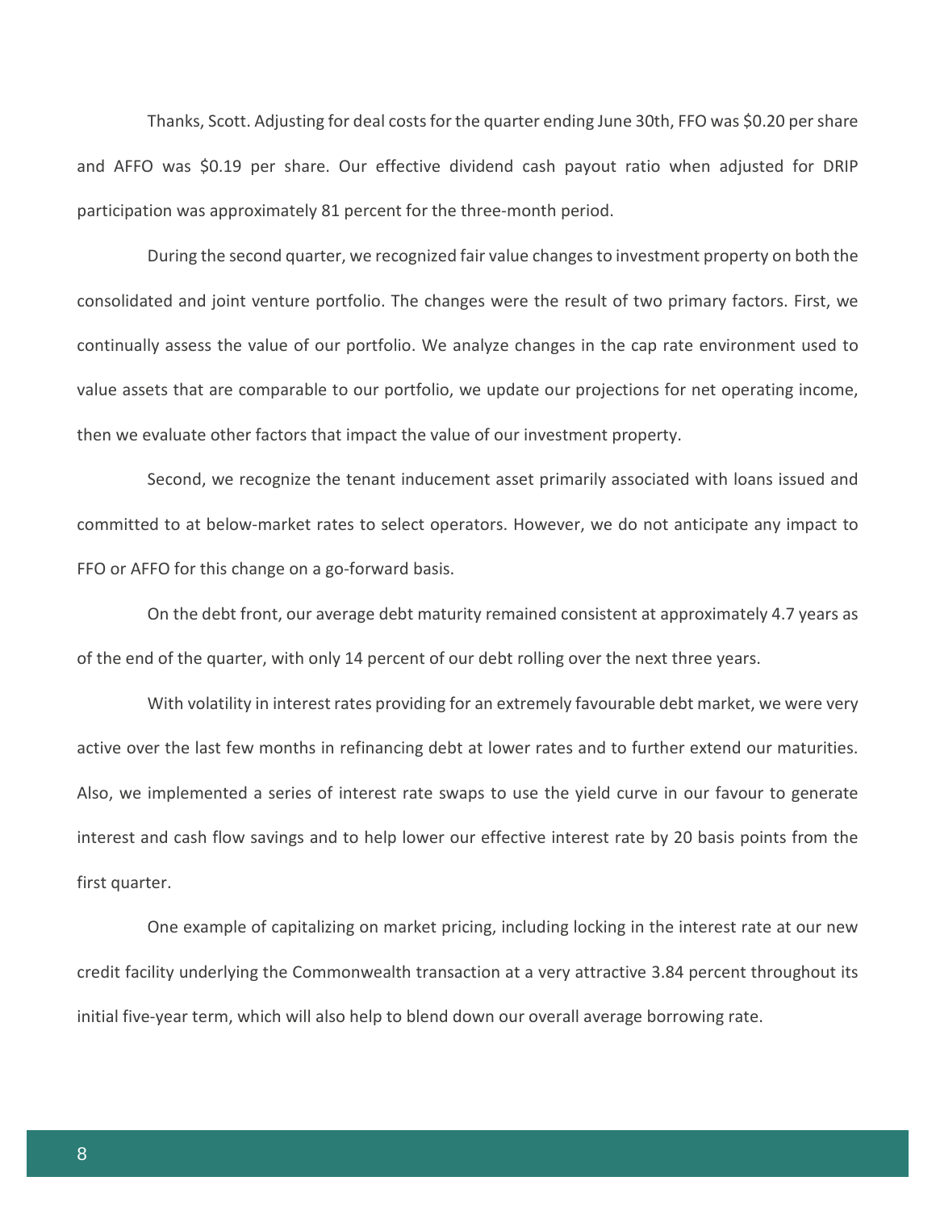Thanks, Scott. Adjusting for deal costs for the quarter ending June 30th, FFO was $0.20 per share and AFFO was $0.19 per share. Our effective dividend cash payout ratio when adjusted for DRIP participation was approximately 81 percent for the three-month period.

During the second quarter, we recognized fair value changes to investment property on both the consolidated and joint venture portfolio. The changes were the result of two primary factors. First, we continually assess the value of our portfolio. We analyze changes in the cap rate environment used to value assets that are comparable to our portfolio, we update our projections for net operating income, then we evaluate other factors that impact the value of our investment property.

Second, we recognize the tenant inducement asset primarily associated with loans issued and committed to at below-market rates to select operators. However, we do not anticipate any impact to FFO or AFFO for this change on a go-forward basis.

On the debt front, our average debt maturity remained consistent at approximately 4.7 years as of the end of the quarter, with only 14 percent of our debt rolling over the next three years.

With volatility in interest rates providing for an extremely favourable debt market, we were very active over the last few months in refinancing debt at lower rates and to further extend our maturities. Also, we implemented a series of interest rate swaps to use the yield curve in our favour to generate interest and cash flow savings and to help lower our effective interest rate by 20 basis points from the first quarter.

One example of capitalizing on market pricing, including locking in the interest rate at our new credit facility underlying the Commonwealth transaction at a very attractive 3.84 percent throughout its initial five-year term, which will also help to blend down our overall average borrowing rate.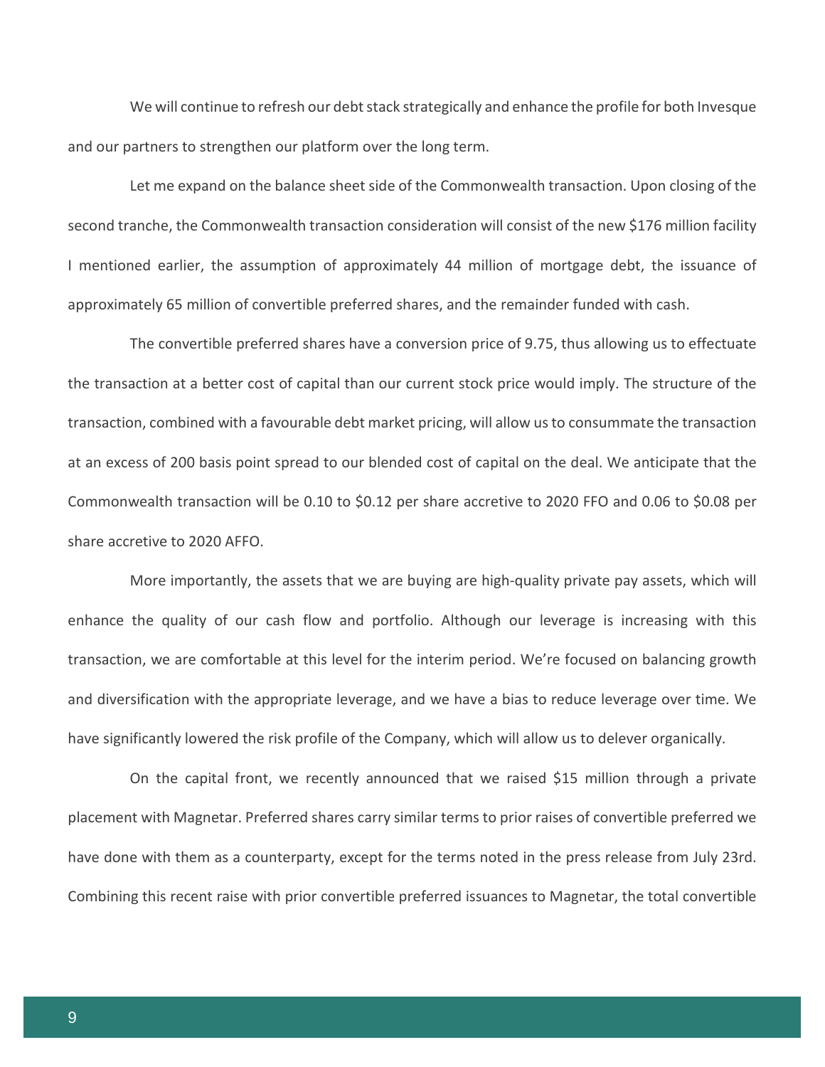We will continue to refresh our debt stack strategically and enhance the profile for both Invesque and our partners to strengthen our platform over the long term.

Let me expand on the balance sheet side of the Commonwealth transaction. Upon closing of the second tranche, the Commonwealth transaction consideration will consist of the new $176 million facility I mentioned earlier, the assumption of approximately 44 million of mortgage debt, the issuance of approximately 65 million of convertible preferred shares, and the remainder funded with cash.

The convertible preferred shares have a conversion price of 9.75, thus allowing us to effectuate the transaction at a better cost of capital than our current stock price would imply. The structure of the transaction, combined with a favourable debt market pricing, will allow us to consummate the transaction at an excess of 200 basis point spread to our blended cost of capital on the deal. We anticipate that the Commonwealth transaction will be 0.10 to $0.12 per share accretive to 2020 FFO and 0.06 to $0.08 per share accretive to 2020 AFFO.

More importantly, the assets that we are buying are high-quality private pay assets, which will enhance the quality of our cash flow and portfolio. Although our leverage is increasing with this transaction, we are comfortable at this level for the interim period. We're focused on balancing growth and diversification with the appropriate leverage, and we have a bias to reduce leverage over time. We have significantly lowered the risk profile of the Company, which will allow us to delever organically.

On the capital front, we recently announced that we raised $15 million through a private placement with Magnetar. Preferred shares carry similar terms to prior raises of convertible preferred we have done with them as a counterparty, except for the terms noted in the press release from July 23rd. Combining this recent raise with prior convertible preferred issuances to Magnetar, the total convertible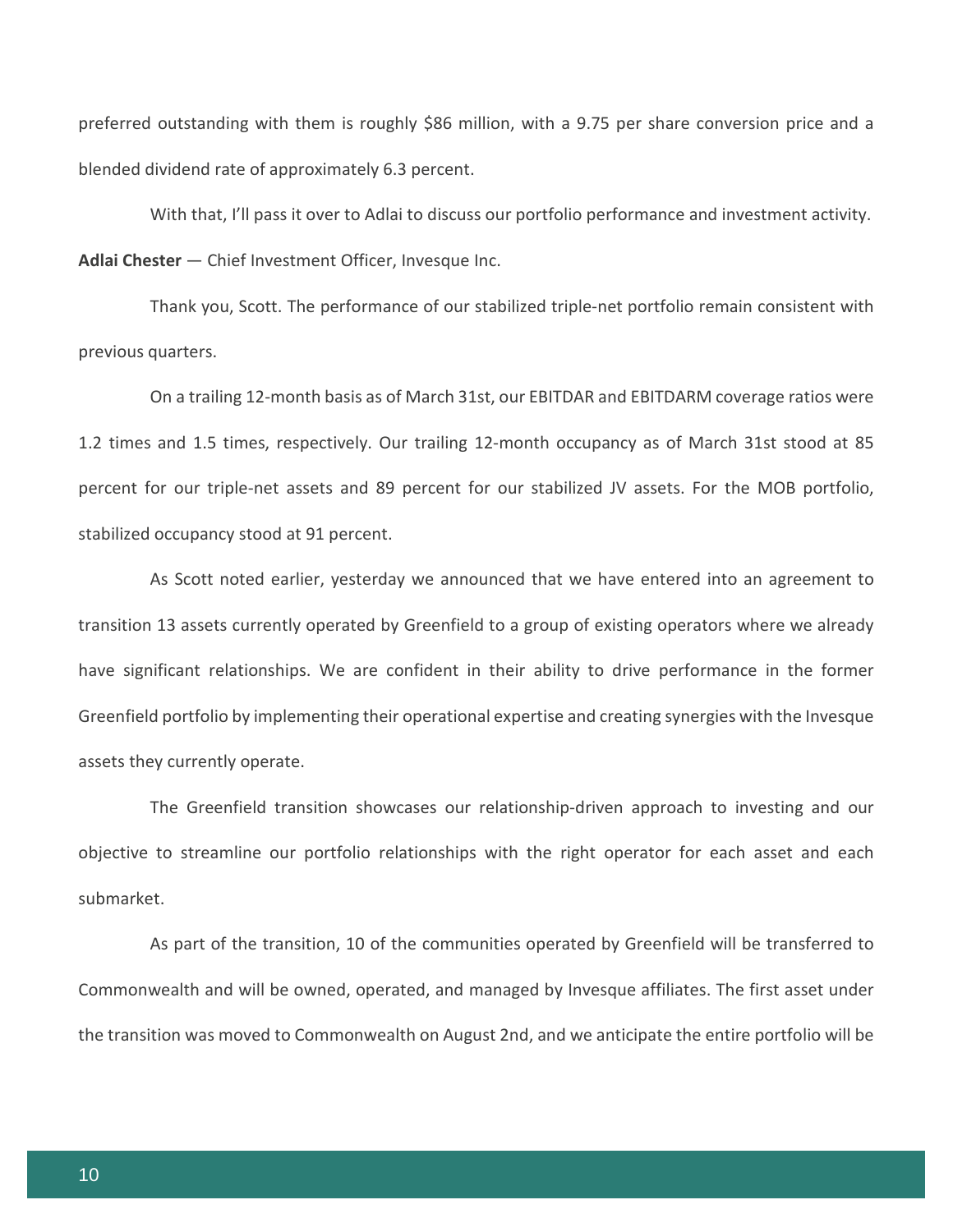preferred outstanding with them is roughly $86 million, with a 9.75 per share conversion price and a blended dividend rate of approximately 6.3 percent.

With that, I'll pass it over to Adlai to discuss our portfolio performance and investment activity.

**Adlai Chester** — Chief Investment Officer, Invesque Inc.

Thank you, Scott. The performance of our stabilized triple-net portfolio remain consistent with previous quarters.

On a trailing 12-month basis as of March 31st, our EBITDAR and EBITDARM coverage ratios were 1.2 times and 1.5 times, respectively. Our trailing 12-month occupancy as of March 31st stood at 85 percent for our triple-net assets and 89 percent for our stabilized JV assets. For the MOB portfolio, stabilized occupancy stood at 91 percent.

As Scott noted earlier, yesterday we announced that we have entered into an agreement to transition 13 assets currently operated by Greenfield to a group of existing operators where we already have significant relationships. We are confident in their ability to drive performance in the former Greenfield portfolio by implementing their operational expertise and creating synergies with the Invesque assets they currently operate.

The Greenfield transition showcases our relationship-driven approach to investing and our objective to streamline our portfolio relationships with the right operator for each asset and each submarket.

As part of the transition, 10 of the communities operated by Greenfield will be transferred to Commonwealth and will be owned, operated, and managed by Invesque affiliates. The first asset under the transition was moved to Commonwealth on August 2nd, and we anticipate the entire portfolio will be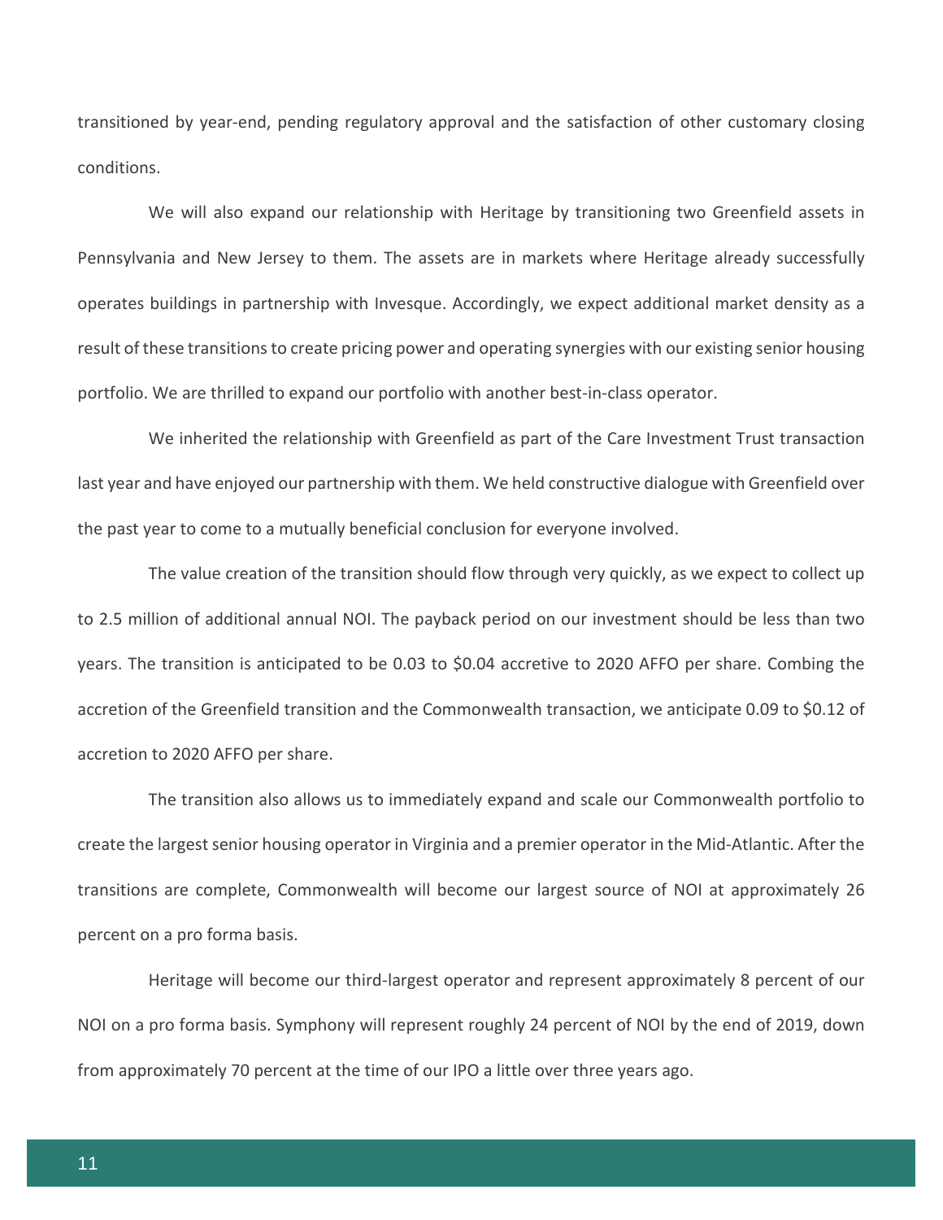transitioned by year-end, pending regulatory approval and the satisfaction of other customary closing conditions.

We will also expand our relationship with Heritage by transitioning two Greenfield assets in Pennsylvania and New Jersey to them. The assets are in markets where Heritage already successfully operates buildings in partnership with Invesque. Accordingly, we expect additional market density as a result of these transitions to create pricing power and operating synergies with our existing senior housing portfolio. We are thrilled to expand our portfolio with another best-in-class operator.

We inherited the relationship with Greenfield as part of the Care Investment Trust transaction last year and have enjoyed our partnership with them. We held constructive dialogue with Greenfield over the past year to come to a mutually beneficial conclusion for everyone involved.

The value creation of the transition should flow through very quickly, as we expect to collect up to 2.5 million of additional annual NOI. The payback period on our investment should be less than two years. The transition is anticipated to be 0.03 to $0.04 accretive to 2020 AFFO per share. Combing the accretion of the Greenfield transition and the Commonwealth transaction, we anticipate 0.09 to $0.12 of accretion to 2020 AFFO per share.

The transition also allows us to immediately expand and scale our Commonwealth portfolio to create the largest senior housing operator in Virginia and a premier operator in the Mid-Atlantic. After the transitions are complete, Commonwealth will become our largest source of NOI at approximately 26 percent on a pro forma basis.

Heritage will become our third-largest operator and represent approximately 8 percent of our NOI on a pro forma basis. Symphony will represent roughly 24 percent of NOI by the end of 2019, down from approximately 70 percent at the time of our IPO a little over three years ago.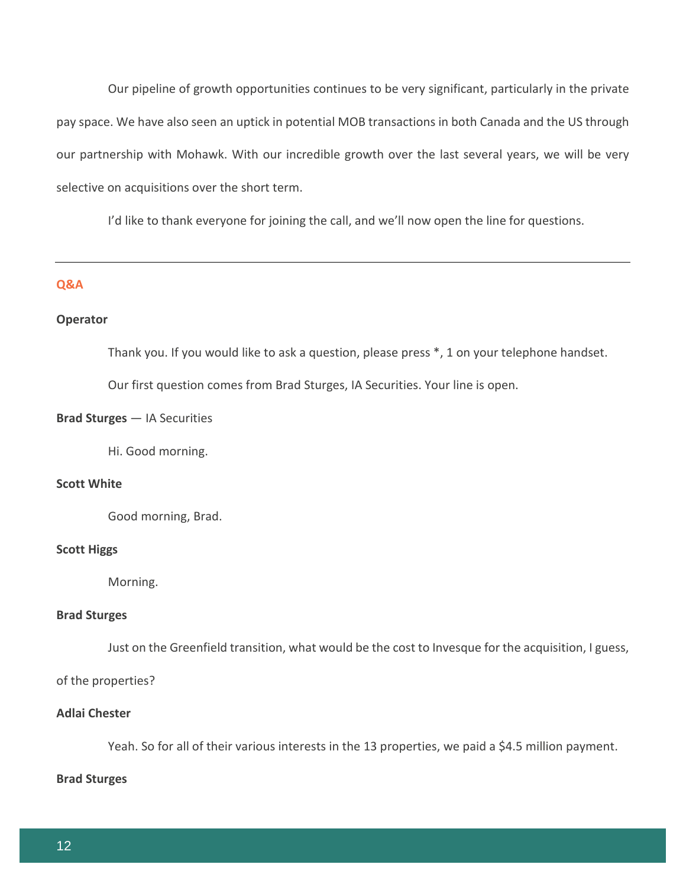Our pipeline of growth opportunities continues to be very significant, particularly in the private pay space. We have also seen an uptick in potential MOB transactions in both Canada and the US through our partnership with Mohawk. With our incredible growth over the last several years, we will be very selective on acquisitions over the short term.

I'd like to thank everyone for joining the call, and we'll now open the line for questions.

---

## Q&A

**Operator**

Thank you. If you would like to ask a question, please press *, 1 on your telephone handset.

Our first question comes from Brad Sturges, IA Securities. Your line is open.

**Brad Sturges** — IA Securities

Hi. Good morning.

**Scott White**

Good morning, Brad.

**Scott Higgs**

Morning.

**Brad Sturges**

Just on the Greenfield transition, what would be the cost to Invesque for the acquisition, I guess, of the properties?

**Adlai Chester**

Yeah. So for all of their various interests in the 13 properties, we paid a $4.5 million payment.

**Brad Sturges**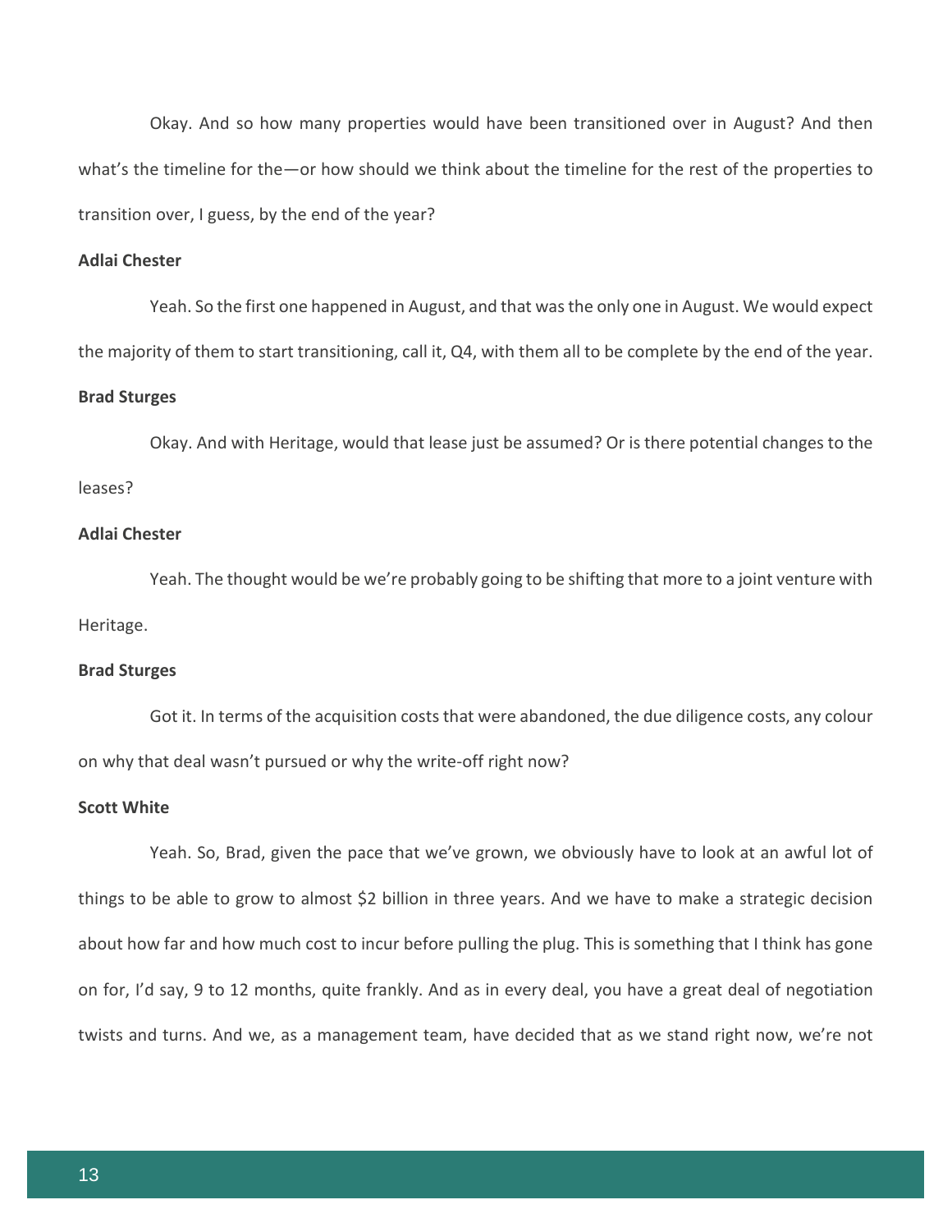Okay. And so how many properties would have been transitioned over in August? And then what's the timeline for the—or how should we think about the timeline for the rest of the properties to transition over, I guess, by the end of the year?

**Adlai Chester**

Yeah. So the first one happened in August, and that was the only one in August. We would expect the majority of them to start transitioning, call it, Q4, with them all to be complete by the end of the year.

**Brad Sturges**

Okay. And with Heritage, would that lease just be assumed? Or is there potential changes to the leases?

**Adlai Chester**

Yeah. The thought would be we're probably going to be shifting that more to a joint venture with Heritage.

**Brad Sturges**

Got it. In terms of the acquisition costs that were abandoned, the due diligence costs, any colour on why that deal wasn't pursued or why the write-off right now?

**Scott White**

Yeah. So, Brad, given the pace that we've grown, we obviously have to look at an awful lot of things to be able to grow to almost $2 billion in three years. And we have to make a strategic decision about how far and how much cost to incur before pulling the plug. This is something that I think has gone on for, I'd say, 9 to 12 months, quite frankly. And as in every deal, you have a great deal of negotiation twists and turns. And we, as a management team, have decided that as we stand right now, we're not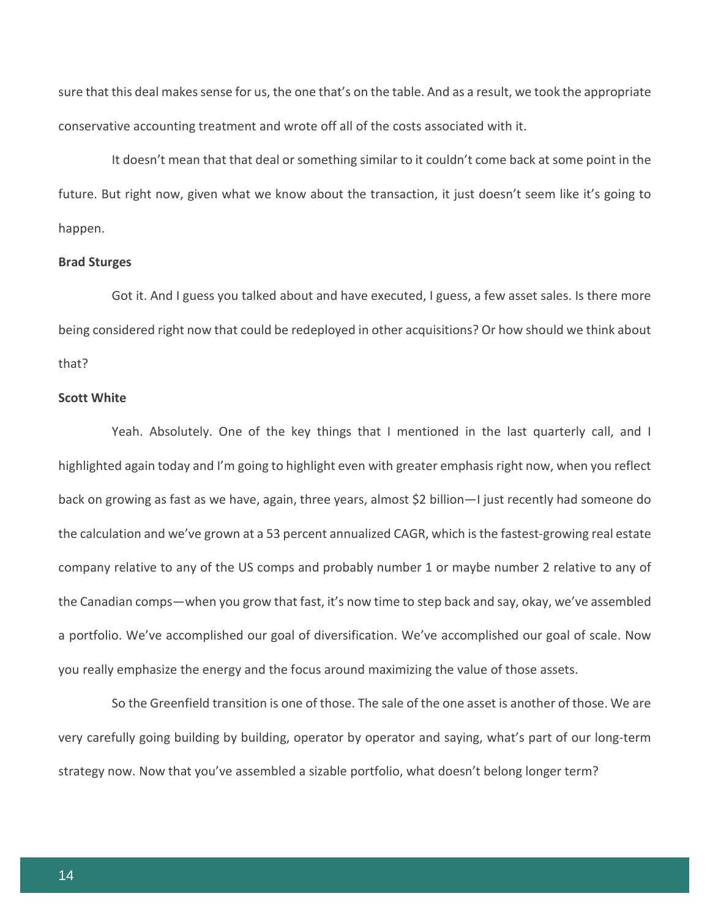sure that this deal makes sense for us, the one that's on the table. And as a result, we took the appropriate conservative accounting treatment and wrote off all of the costs associated with it.

It doesn't mean that that deal or something similar to it couldn't come back at some point in the future. But right now, given what we know about the transaction, it just doesn't seem like it's going to happen.

**Brad Sturges**

Got it. And I guess you talked about and have executed, I guess, a few asset sales. Is there more being considered right now that could be redeployed in other acquisitions? Or how should we think about that?

**Scott White**

Yeah. Absolutely. One of the key things that I mentioned in the last quarterly call, and I highlighted again today and I'm going to highlight even with greater emphasis right now, when you reflect back on growing as fast as we have, again, three years, almost $2 billion—I just recently had someone do the calculation and we've grown at a 53 percent annualized CAGR, which is the fastest-growing real estate company relative to any of the US comps and probably number 1 or maybe number 2 relative to any of the Canadian comps—when you grow that fast, it's now time to step back and say, okay, we've assembled a portfolio. We've accomplished our goal of diversification. We've accomplished our goal of scale. Now you really emphasize the energy and the focus around maximizing the value of those assets.

So the Greenfield transition is one of those. The sale of the one asset is another of those. We are very carefully going building by building, operator by operator and saying, what's part of our long-term strategy now. Now that you've assembled a sizable portfolio, what doesn't belong longer term?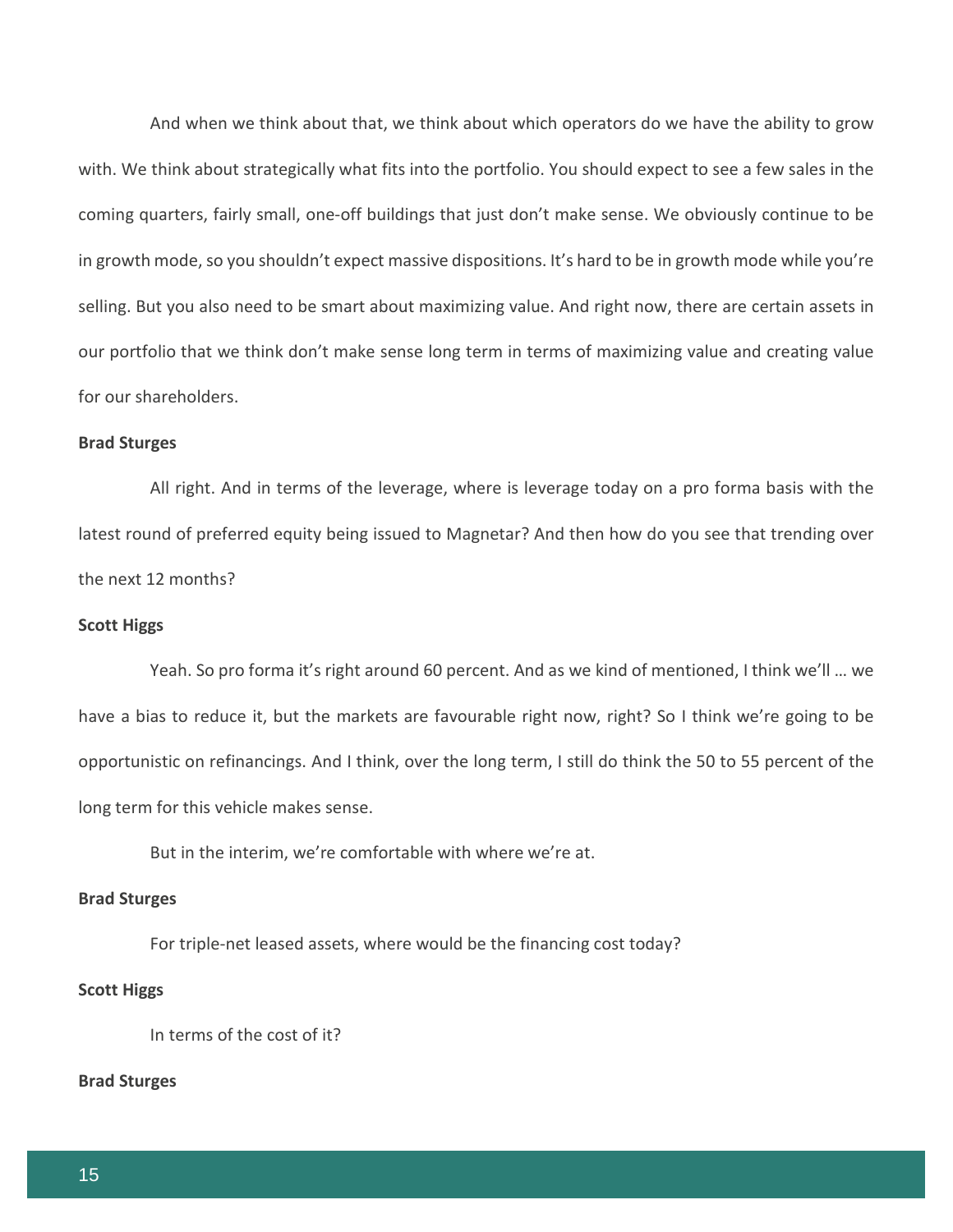And when we think about that, we think about which operators do we have the ability to grow with. We think about strategically what fits into the portfolio. You should expect to see a few sales in the coming quarters, fairly small, one-off buildings that just don't make sense. We obviously continue to be in growth mode, so you shouldn't expect massive dispositions. It's hard to be in growth mode while you're selling. But you also need to be smart about maximizing value. And right now, there are certain assets in our portfolio that we think don't make sense long term in terms of maximizing value and creating value for our shareholders.

**Brad Sturges**

All right. And in terms of the leverage, where is leverage today on a pro forma basis with the latest round of preferred equity being issued to Magnetar? And then how do you see that trending over the next 12 months?

**Scott Higgs**

Yeah. So pro forma it's right around 60 percent. And as we kind of mentioned, I think we'll … we have a bias to reduce it, but the markets are favourable right now, right? So I think we're going to be opportunistic on refinancings. And I think, over the long term, I still do think the 50 to 55 percent of the long term for this vehicle makes sense.

But in the interim, we're comfortable with where we're at.

**Brad Sturges**

For triple-net leased assets, where would be the financing cost today?

**Scott Higgs**

In terms of the cost of it?

**Brad Sturges**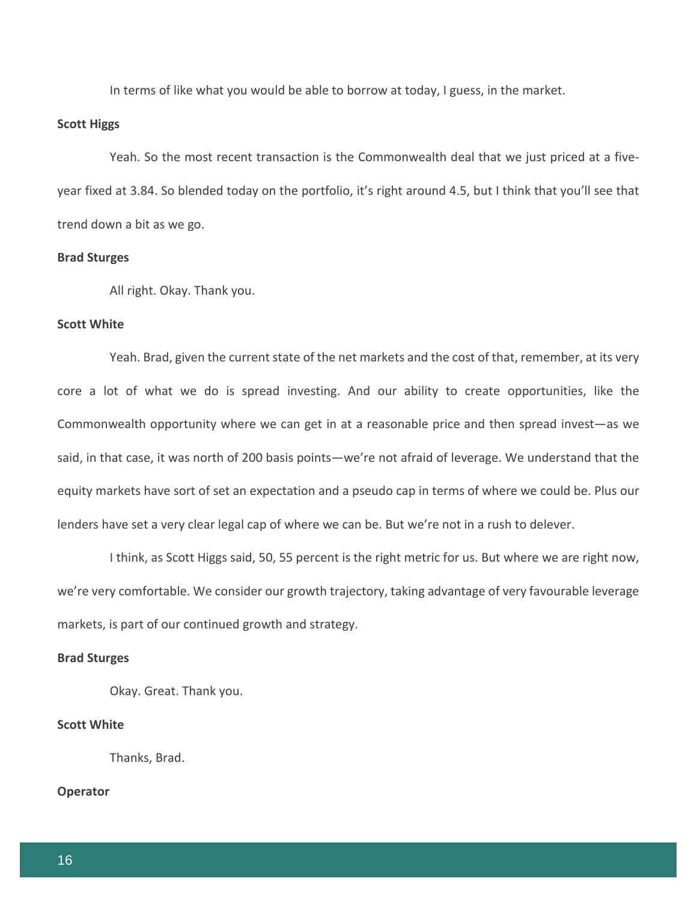In terms of like what you would be able to borrow at today, I guess, in the market.

**Scott Higgs**

Yeah. So the most recent transaction is the Commonwealth deal that we just priced at a five-year fixed at 3.84. So blended today on the portfolio, it's right around 4.5, but I think that you'll see that trend down a bit as we go.

**Brad Sturges**

All right. Okay. Thank you.

**Scott White**

Yeah. Brad, given the current state of the net markets and the cost of that, remember, at its very core a lot of what we do is spread investing. And our ability to create opportunities, like the Commonwealth opportunity where we can get in at a reasonable price and then spread invest—as we said, in that case, it was north of 200 basis points—we're not afraid of leverage. We understand that the equity markets have sort of set an expectation and a pseudo cap in terms of where we could be. Plus our lenders have set a very clear legal cap of where we can be. But we're not in a rush to delever.

I think, as Scott Higgs said, 50, 55 percent is the right metric for us. But where we are right now, we're very comfortable. We consider our growth trajectory, taking advantage of very favourable leverage markets, is part of our continued growth and strategy.

**Brad Sturges**

Okay. Great. Thank you.

**Scott White**

Thanks, Brad.

**Operator**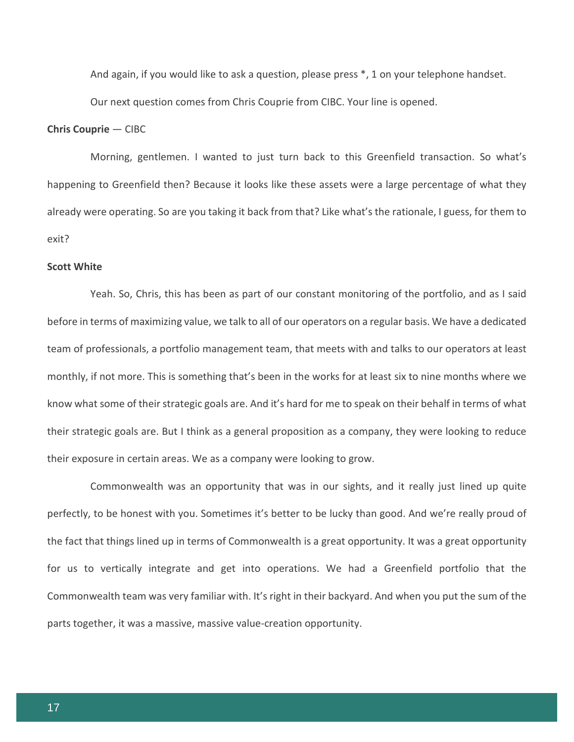And again, if you would like to ask a question, please press *, 1 on your telephone handset.

Our next question comes from Chris Couprie from CIBC. Your line is opened.

**Chris Couprie** — CIBC

Morning, gentlemen. I wanted to just turn back to this Greenfield transaction. So what's happening to Greenfield then? Because it looks like these assets were a large percentage of what they already were operating. So are you taking it back from that? Like what's the rationale, I guess, for them to exit?

**Scott White**

Yeah. So, Chris, this has been as part of our constant monitoring of the portfolio, and as I said before in terms of maximizing value, we talk to all of our operators on a regular basis. We have a dedicated team of professionals, a portfolio management team, that meets with and talks to our operators at least monthly, if not more. This is something that's been in the works for at least six to nine months where we know what some of their strategic goals are. And it's hard for me to speak on their behalf in terms of what their strategic goals are. But I think as a general proposition as a company, they were looking to reduce their exposure in certain areas. We as a company were looking to grow.

Commonwealth was an opportunity that was in our sights, and it really just lined up quite perfectly, to be honest with you. Sometimes it's better to be lucky than good. And we're really proud of the fact that things lined up in terms of Commonwealth is a great opportunity. It was a great opportunity for us to vertically integrate and get into operations. We had a Greenfield portfolio that the Commonwealth team was very familiar with. It's right in their backyard. And when you put the sum of the parts together, it was a massive, massive value-creation opportunity.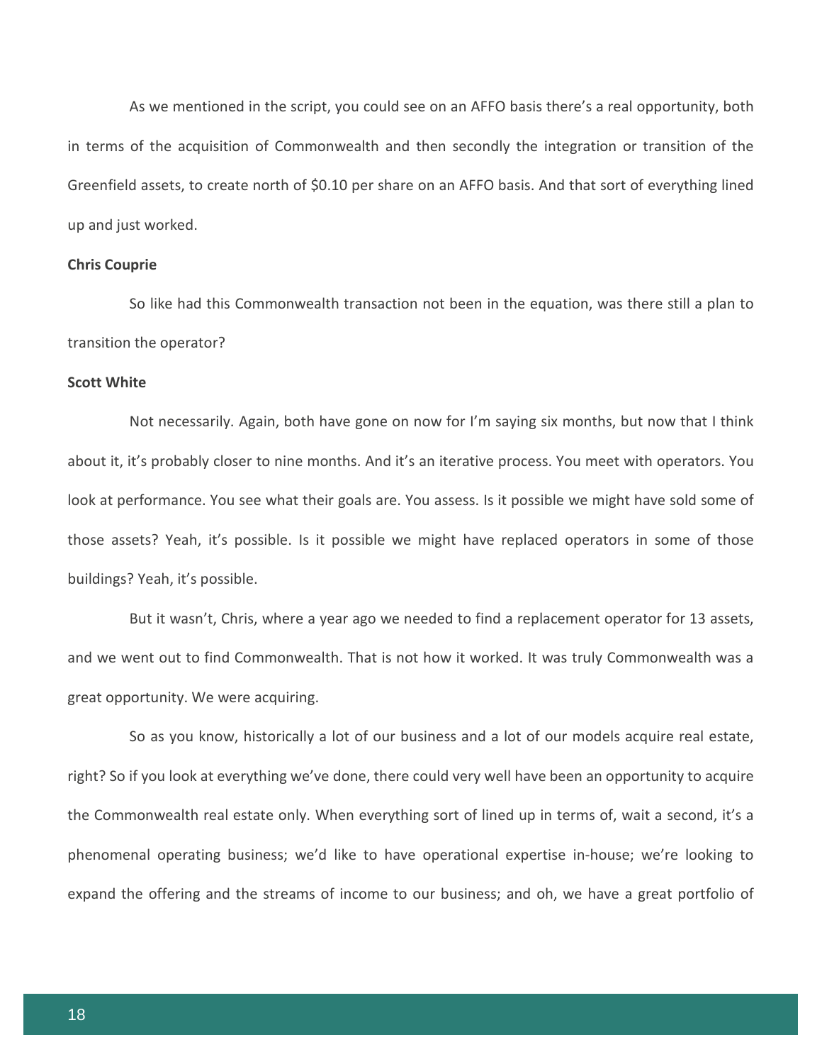As we mentioned in the script, you could see on an AFFO basis there's a real opportunity, both in terms of the acquisition of Commonwealth and then secondly the integration or transition of the Greenfield assets, to create north of $0.10 per share on an AFFO basis. And that sort of everything lined up and just worked.

**Chris Couprie**

So like had this Commonwealth transaction not been in the equation, was there still a plan to transition the operator?

**Scott White**

Not necessarily. Again, both have gone on now for I'm saying six months, but now that I think about it, it's probably closer to nine months. And it's an iterative process. You meet with operators. You look at performance. You see what their goals are. You assess. Is it possible we might have sold some of those assets? Yeah, it's possible. Is it possible we might have replaced operators in some of those buildings? Yeah, it's possible.

But it wasn't, Chris, where a year ago we needed to find a replacement operator for 13 assets, and we went out to find Commonwealth. That is not how it worked. It was truly Commonwealth was a great opportunity. We were acquiring.

So as you know, historically a lot of our business and a lot of our models acquire real estate, right? So if you look at everything we've done, there could very well have been an opportunity to acquire the Commonwealth real estate only. When everything sort of lined up in terms of, wait a second, it's a phenomenal operating business; we'd like to have operational expertise in-house; we're looking to expand the offering and the streams of income to our business; and oh, we have a great portfolio of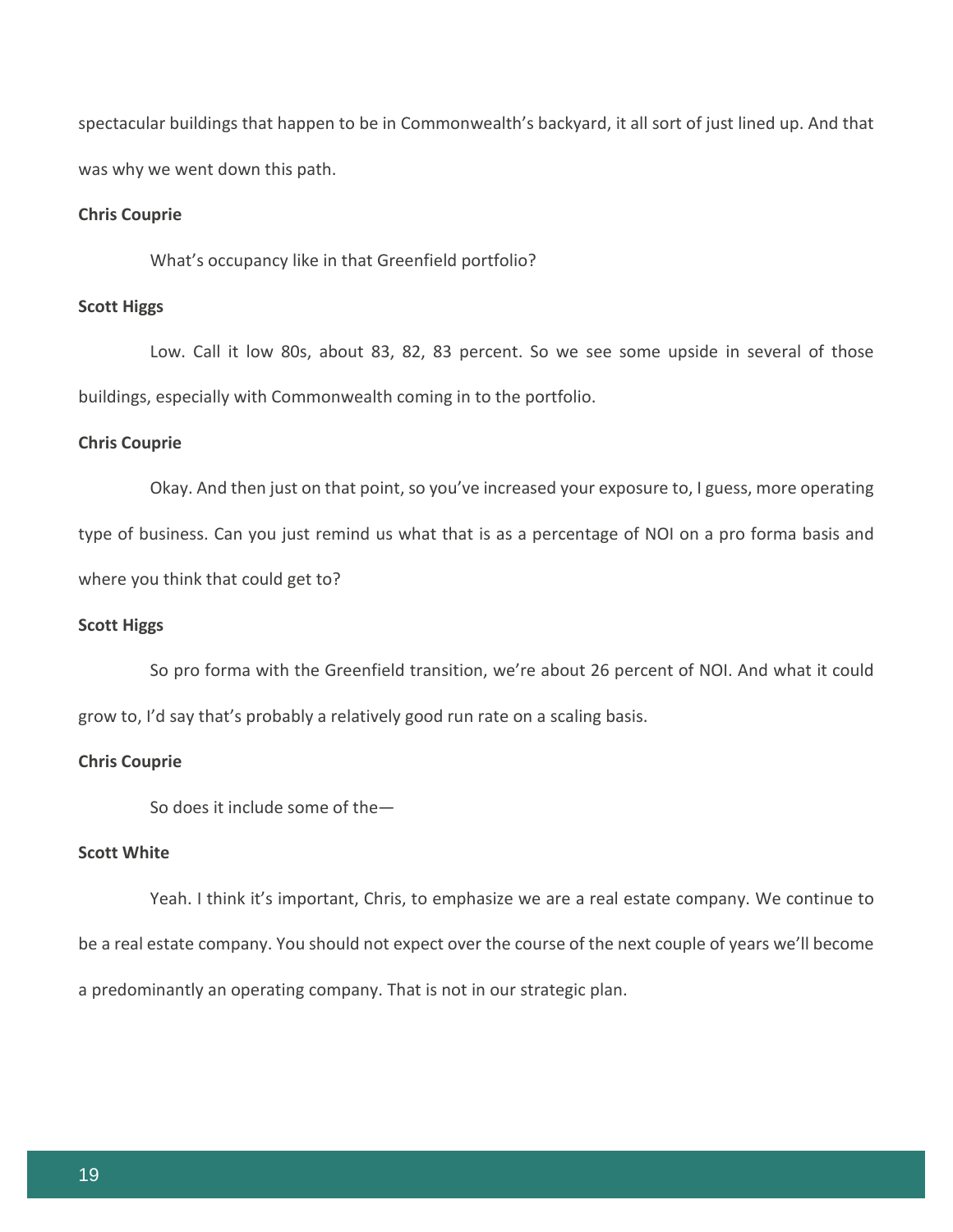spectacular buildings that happen to be in Commonwealth's backyard, it all sort of just lined up. And that was why we went down this path.

**Chris Couprie**

What's occupancy like in that Greenfield portfolio?

**Scott Higgs**

Low. Call it low 80s, about 83, 82, 83 percent. So we see some upside in several of those buildings, especially with Commonwealth coming in to the portfolio.

**Chris Couprie**

Okay. And then just on that point, so you've increased your exposure to, I guess, more operating type of business. Can you just remind us what that is as a percentage of NOI on a pro forma basis and where you think that could get to?

**Scott Higgs**

So pro forma with the Greenfield transition, we're about 26 percent of NOI. And what it could grow to, I'd say that's probably a relatively good run rate on a scaling basis.

**Chris Couprie**

So does it include some of the—

**Scott White**

Yeah. I think it's important, Chris, to emphasize we are a real estate company. We continue to be a real estate company. You should not expect over the course of the next couple of years we'll become a predominantly an operating company. That is not in our strategic plan.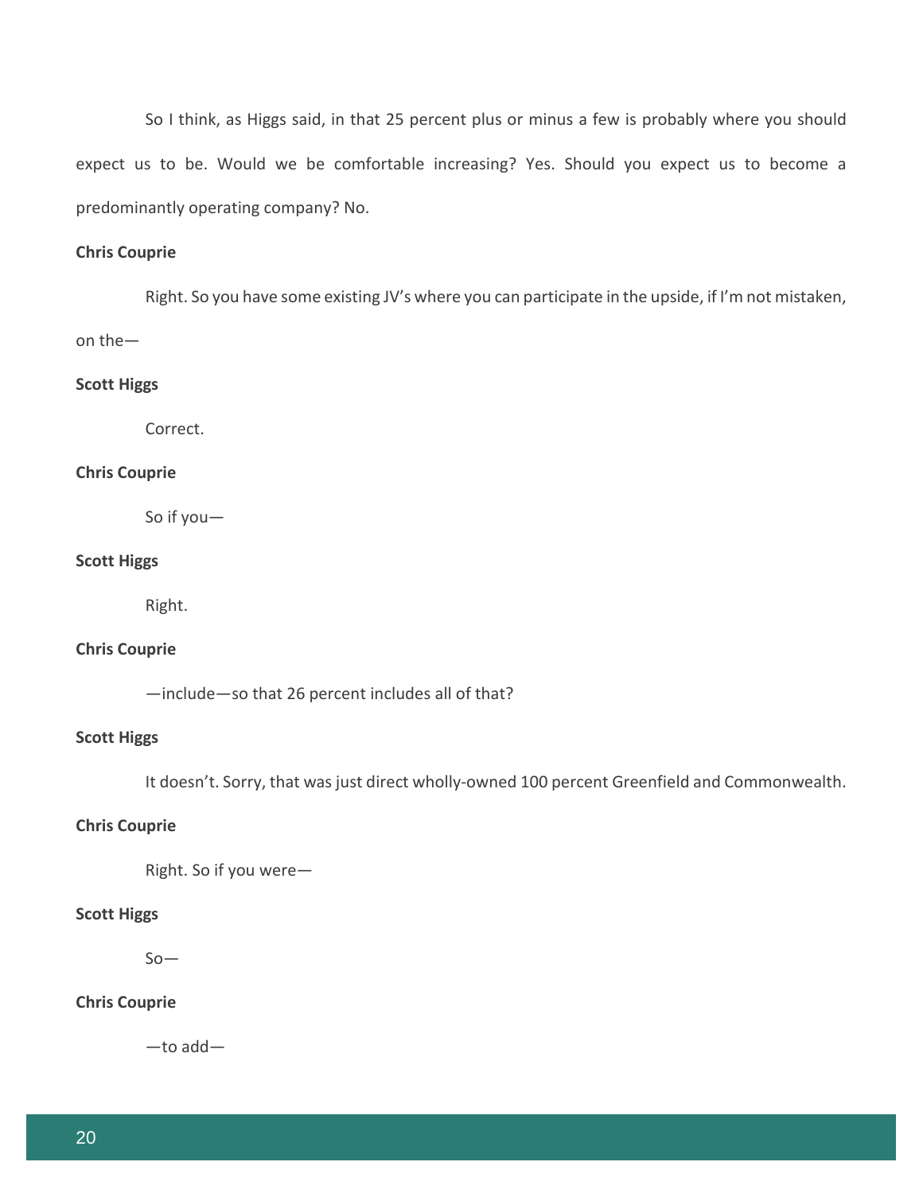So I think, as Higgs said, in that 25 percent plus or minus a few is probably where you should expect us to be. Would we be comfortable increasing? Yes. Should you expect us to become a predominantly operating company? No.

**Chris Couprie**

Right. So you have some existing JV's where you can participate in the upside, if I'm not mistaken, on the—

**Scott Higgs**

Correct.

**Chris Couprie**

So if you—

**Scott Higgs**

Right.

**Chris Couprie**

—include—so that 26 percent includes all of that?

**Scott Higgs**

It doesn't. Sorry, that was just direct wholly-owned 100 percent Greenfield and Commonwealth.

**Chris Couprie**

Right. So if you were—

**Scott Higgs**

So—

**Chris Couprie**

—to add—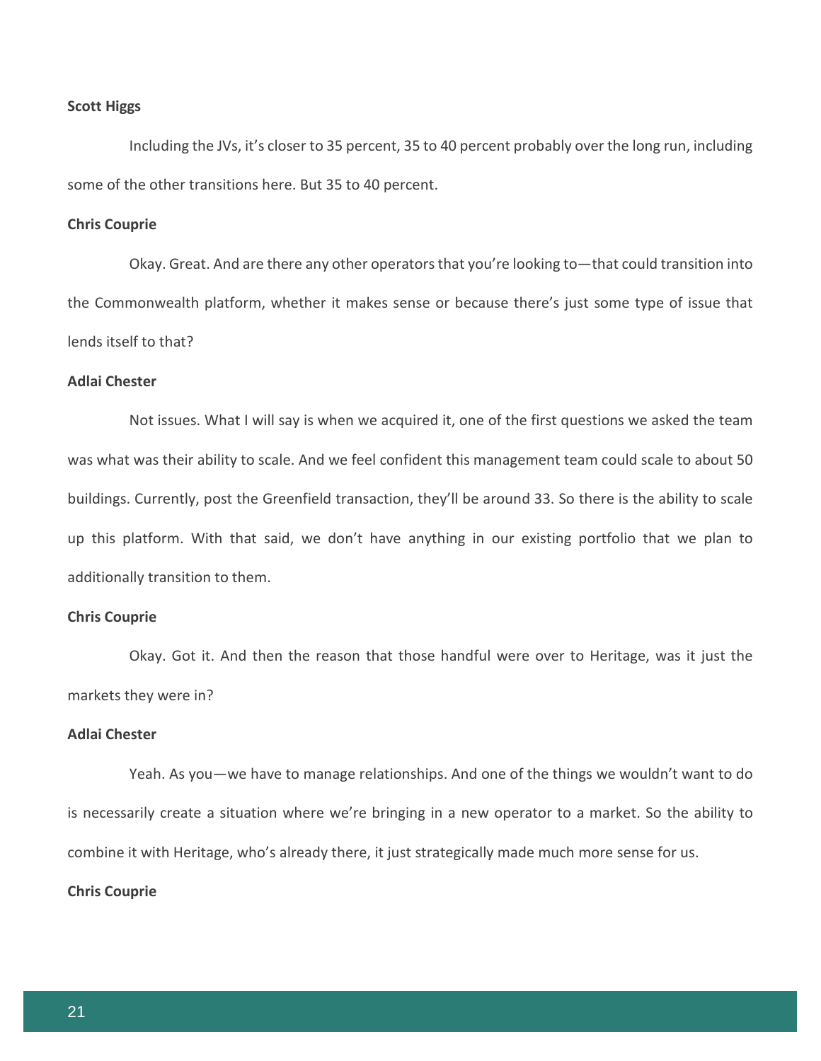**Scott Higgs**

Including the JVs, it's closer to 35 percent, 35 to 40 percent probably over the long run, including some of the other transitions here. But 35 to 40 percent.

**Chris Couprie**

Okay. Great. And are there any other operators that you're looking to—that could transition into the Commonwealth platform, whether it makes sense or because there's just some type of issue that lends itself to that?

**Adlai Chester**

Not issues. What I will say is when we acquired it, one of the first questions we asked the team was what was their ability to scale. And we feel confident this management team could scale to about 50 buildings. Currently, post the Greenfield transaction, they'll be around 33. So there is the ability to scale up this platform. With that said, we don't have anything in our existing portfolio that we plan to additionally transition to them.

**Chris Couprie**

Okay. Got it. And then the reason that those handful were over to Heritage, was it just the markets they were in?

**Adlai Chester**

Yeah. As you—we have to manage relationships. And one of the things we wouldn't want to do is necessarily create a situation where we're bringing in a new operator to a market. So the ability to combine it with Heritage, who's already there, it just strategically made much more sense for us.

**Chris Couprie**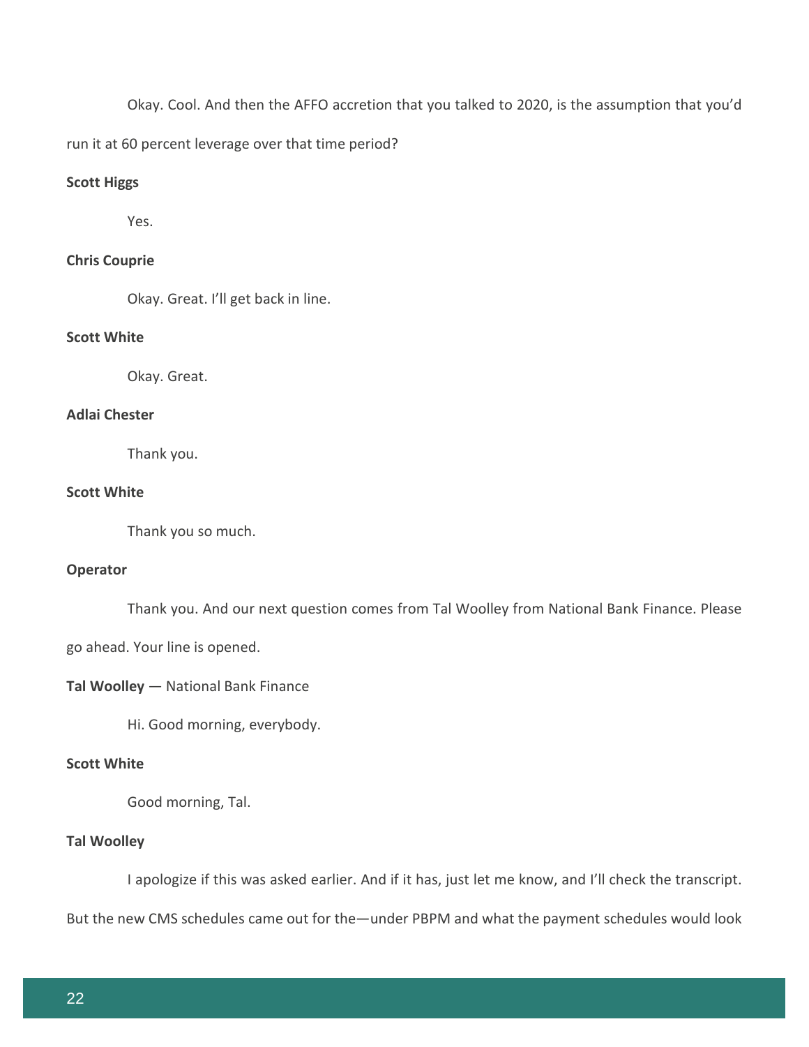Okay. Cool. And then the AFFO accretion that you talked to 2020, is the assumption that you'd run it at 60 percent leverage over that time period?

**Scott Higgs**

Yes.

**Chris Couprie**

Okay. Great. I'll get back in line.

**Scott White**

Okay. Great.

**Adlai Chester**

Thank you.

**Scott White**

Thank you so much.

**Operator**

Thank you. And our next question comes from Tal Woolley from National Bank Finance. Please go ahead. Your line is opened.

**Tal Woolley** — National Bank Finance

Hi. Good morning, everybody.

**Scott White**

Good morning, Tal.

**Tal Woolley**

I apologize if this was asked earlier. And if it has, just let me know, and I'll check the transcript. But the new CMS schedules came out for the—under PBPM and what the payment schedules would look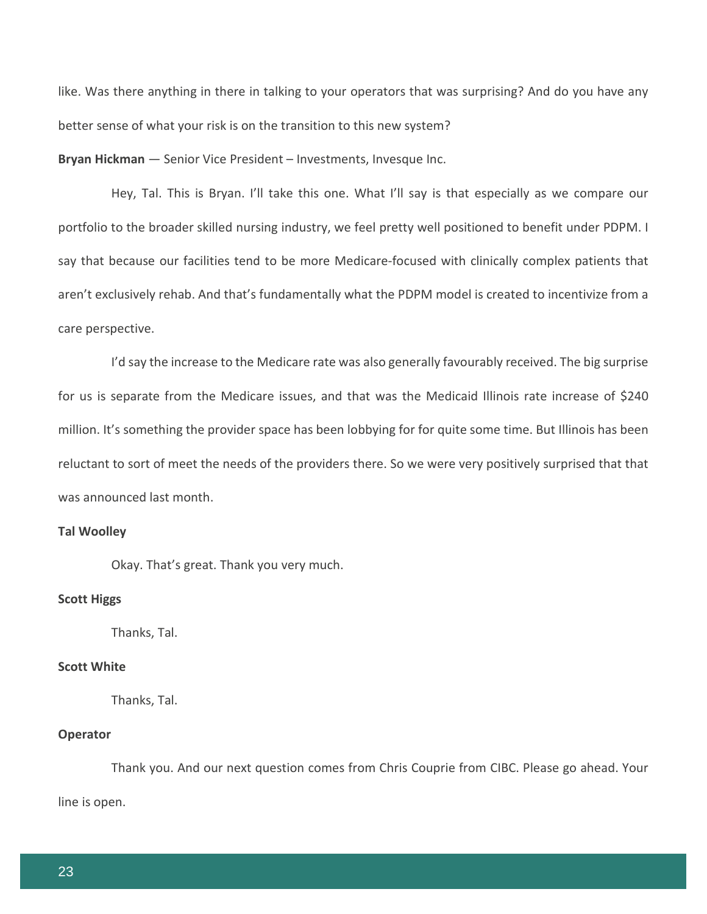like. Was there anything in there in talking to your operators that was surprising? And do you have any better sense of what your risk is on the transition to this new system?

**Bryan Hickman** — Senior Vice President – Investments, Invesque Inc.

Hey, Tal. This is Bryan. I'll take this one. What I'll say is that especially as we compare our portfolio to the broader skilled nursing industry, we feel pretty well positioned to benefit under PDPM. I say that because our facilities tend to be more Medicare-focused with clinically complex patients that aren't exclusively rehab. And that's fundamentally what the PDPM model is created to incentivize from a care perspective.

I'd say the increase to the Medicare rate was also generally favourably received. The big surprise for us is separate from the Medicare issues, and that was the Medicaid Illinois rate increase of $240 million. It's something the provider space has been lobbying for for quite some time. But Illinois has been reluctant to sort of meet the needs of the providers there. So we were very positively surprised that that was announced last month.

**Tal Woolley**

Okay. That's great. Thank you very much.

**Scott Higgs**

Thanks, Tal.

**Scott White**

Thanks, Tal.

**Operator**

Thank you. And our next question comes from Chris Couprie from CIBC. Please go ahead. Your line is open.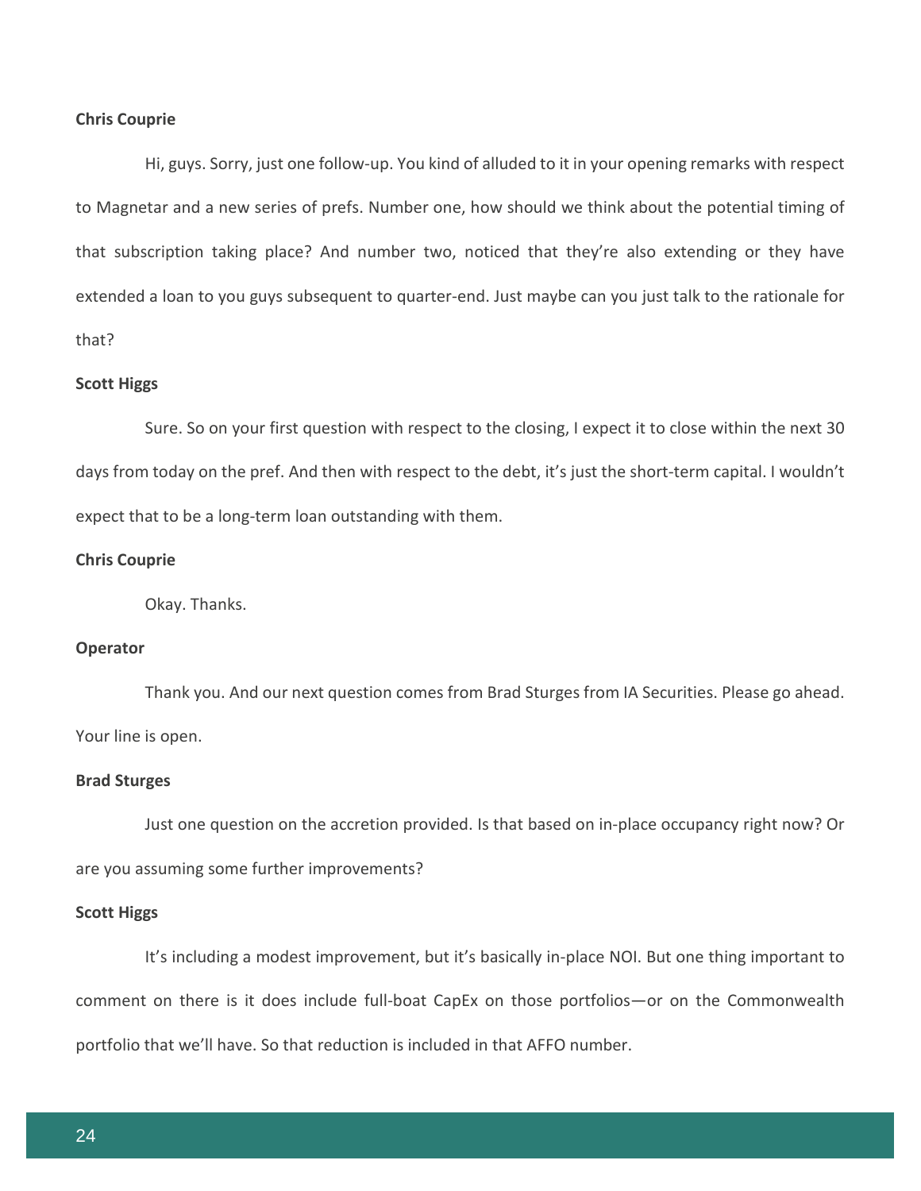**Chris Couprie**

Hi, guys. Sorry, just one follow-up. You kind of alluded to it in your opening remarks with respect to Magnetar and a new series of prefs. Number one, how should we think about the potential timing of that subscription taking place? And number two, noticed that they're also extending or they have extended a loan to you guys subsequent to quarter-end. Just maybe can you just talk to the rationale for that?

**Scott Higgs**

Sure. So on your first question with respect to the closing, I expect it to close within the next 30 days from today on the pref. And then with respect to the debt, it's just the short-term capital. I wouldn't expect that to be a long-term loan outstanding with them.

**Chris Couprie**

Okay. Thanks.

**Operator**

Thank you. And our next question comes from Brad Sturges from IA Securities. Please go ahead. Your line is open.

**Brad Sturges**

Just one question on the accretion provided. Is that based on in-place occupancy right now? Or are you assuming some further improvements?

**Scott Higgs**

It's including a modest improvement, but it's basically in-place NOI. But one thing important to comment on there is it does include full-boat CapEx on those portfolios—or on the Commonwealth portfolio that we'll have. So that reduction is included in that AFFO number.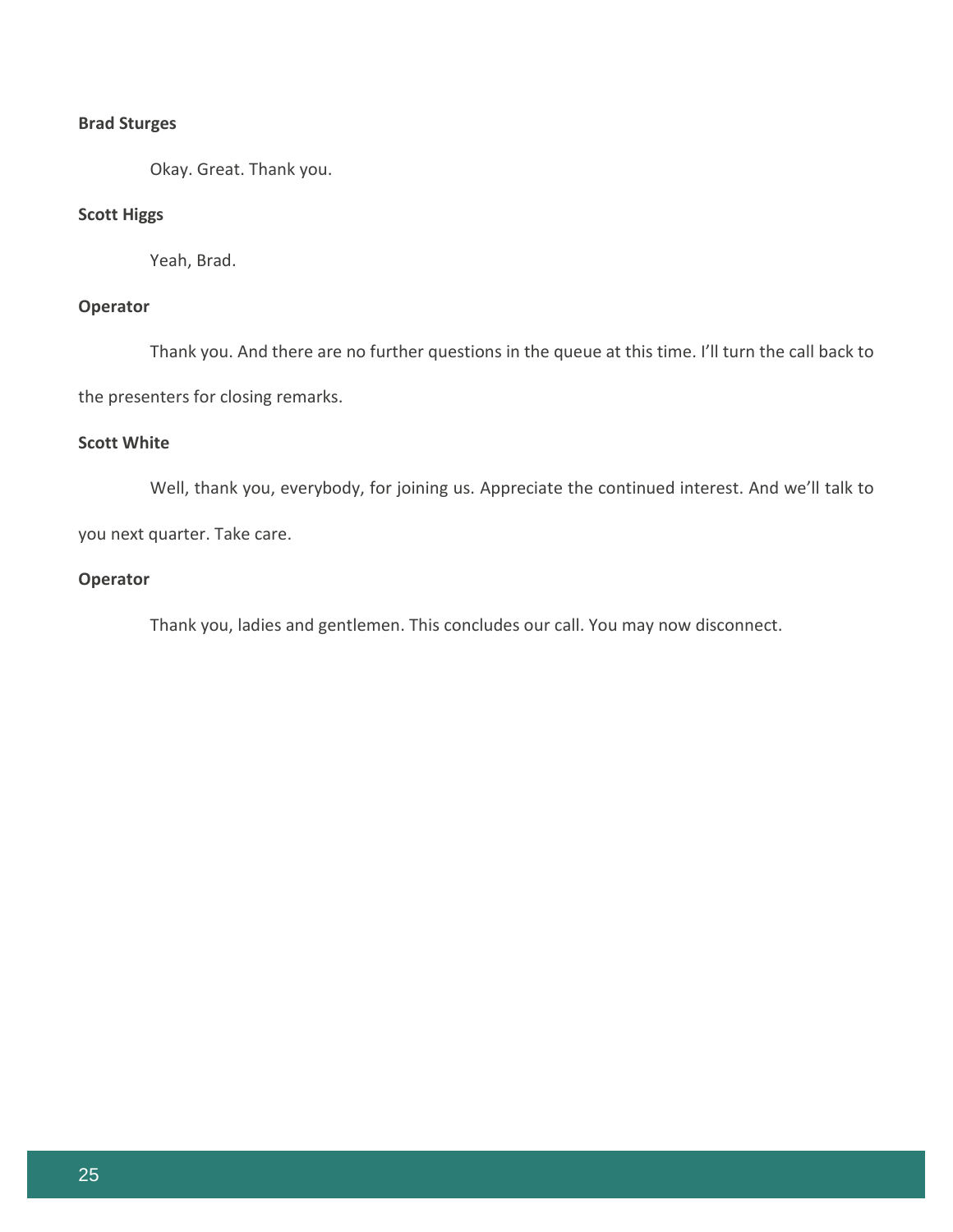**Brad Sturges**

Okay. Great. Thank you.

**Scott Higgs**

Yeah, Brad.

**Operator**

Thank you. And there are no further questions in the queue at this time. I'll turn the call back to the presenters for closing remarks.

**Scott White**

Well, thank you, everybody, for joining us. Appreciate the continued interest. And we'll talk to you next quarter. Take care.

**Operator**

Thank you, ladies and gentlemen. This concludes our call. You may now disconnect.